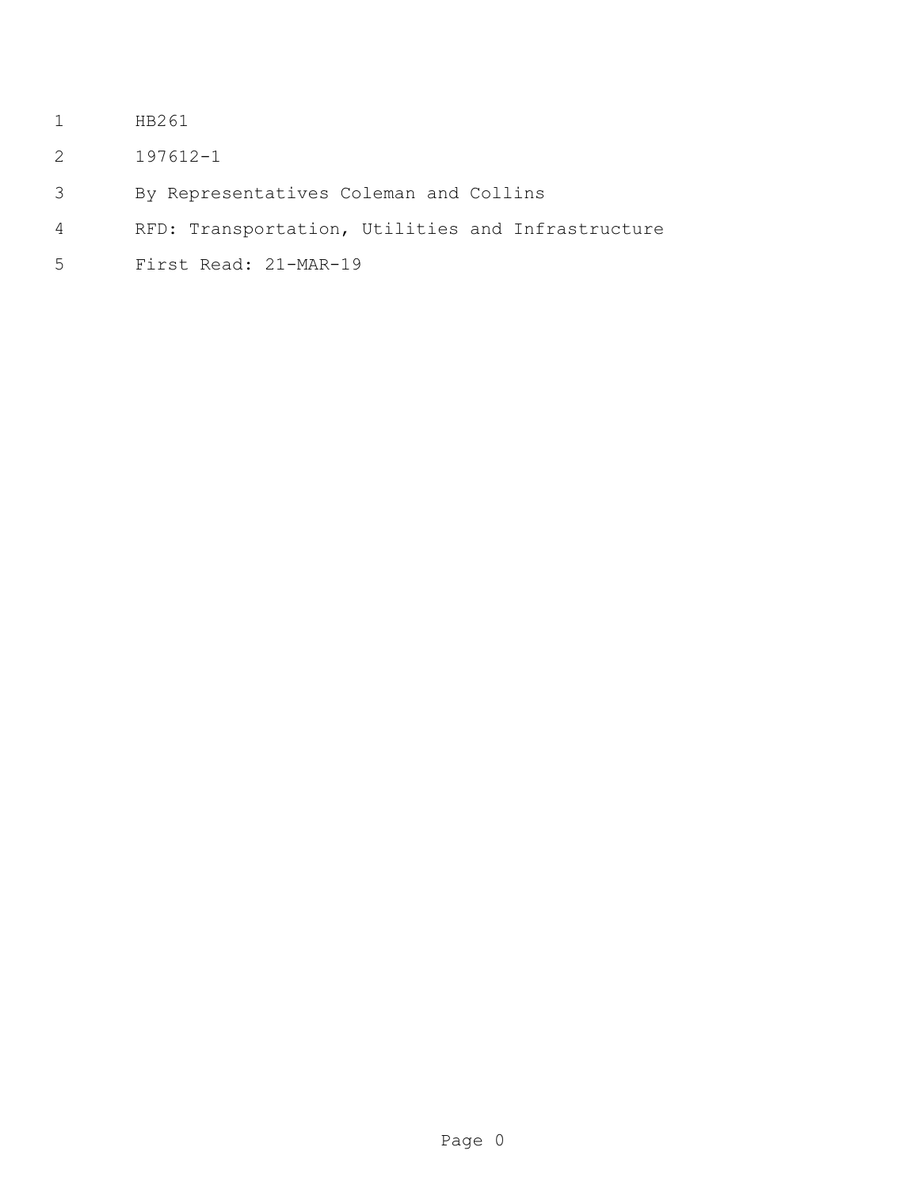HB261

197612-1

By Representatives Coleman and Collins

RFD: Transportation, Utilities and Infrastructure

First Read: 21-MAR-19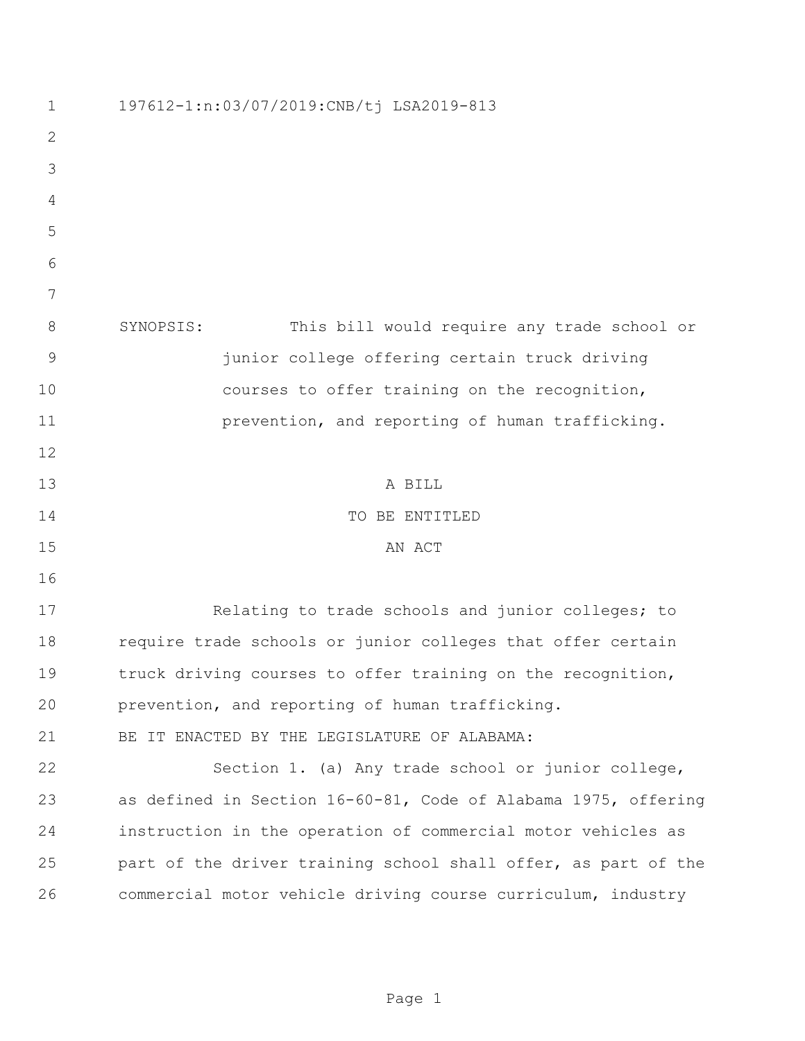197612-1:n:03/07/2019:CNB/tj LSA2019-813

SYNOPSIS: This bill would require any trade school or junior college offering certain truck driving courses to offer training on the recognition, prevention, and reporting of human trafficking.

A BILL
TO BE ENTITLED
AN ACT

Relating to trade schools and junior colleges; to require trade schools or junior colleges that offer certain truck driving courses to offer training on the recognition, prevention, and reporting of human trafficking.

BE IT ENACTED BY THE LEGISLATURE OF ALABAMA:

Section 1. (a) Any trade school or junior college, as defined in Section 16-60-81, Code of Alabama 1975, offering instruction in the operation of commercial motor vehicles as part of the driver training school shall offer, as part of the commercial motor vehicle driving course curriculum, industry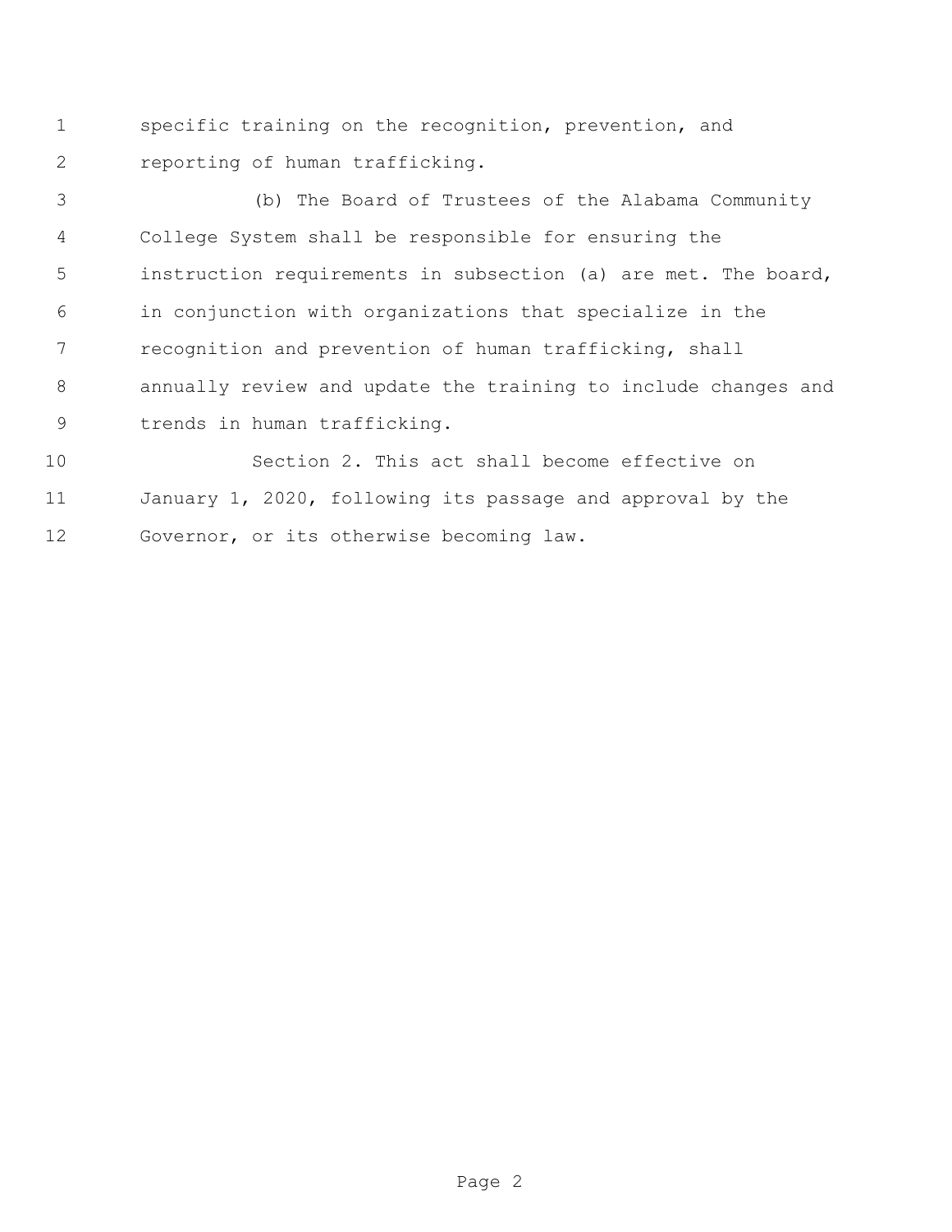specific training on the recognition, prevention, and reporting of human trafficking.

(b) The Board of Trustees of the Alabama Community College System shall be responsible for ensuring the instruction requirements in subsection (a) are met. The board, in conjunction with organizations that specialize in the recognition and prevention of human trafficking, shall annually review and update the training to include changes and trends in human trafficking.

Section 2. This act shall become effective on January 1, 2020, following its passage and approval by the Governor, or its otherwise becoming law.